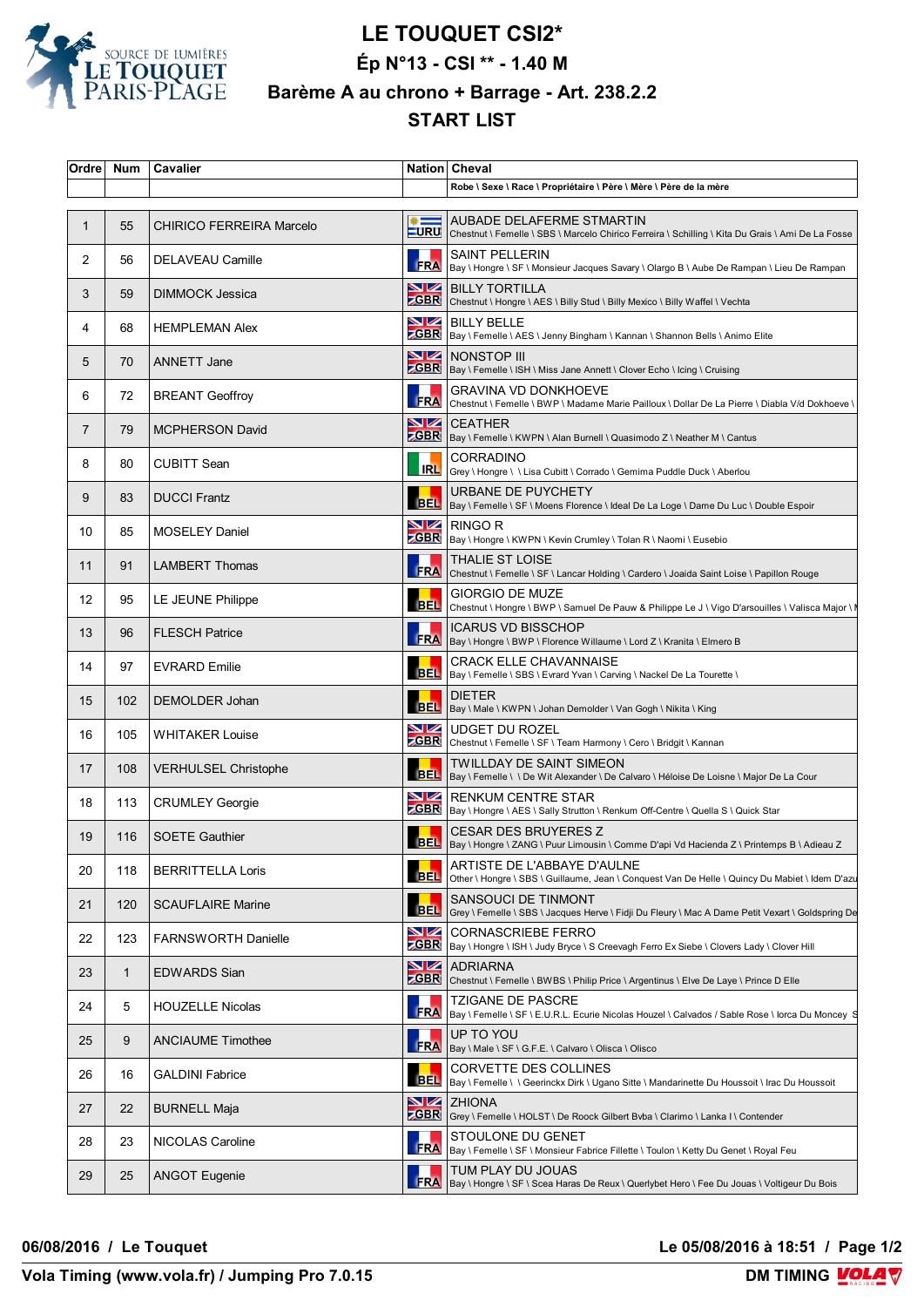# LE TOUQUET CSI2*

## Ép N°13 - CSI ** - 1.40 M

## Barème A au chrono + Barrage - Art. 238.2.2

## START LIST

| Ordre | Num | Cavalier | Nation | Cheval<br>Robe \ Sexe \ Race \ Propriétaire \ Père \ Mère \ Père de la mère |
|---|---|---|---|---|
| 1 | 55 | CHIRICO FERREIRA Marcelo | URU | AUBADE DELAFERME STMARTIN<br>Chestnut \ Femelle \ SBS \ Marcelo Chirico Ferreira \ Schilling \ Kita Du Grais \ Ami De La Fosse |
| 2 | 56 | DELAVEAU Camille | FRA | SAINT PELLERIN<br>Bay \ Hongre \ SF \ Monsieur Jacques Savary \ Olargo B \ Aube De Rampan \ Lieu De Rampan |
| 3 | 59 | DIMMOCK Jessica | GBR | BILLY TORTILLA<br>Chestnut \ Hongre \ AES \ Billy Stud \ Billy Mexico \ Billy Waffel \ Vechta |
| 4 | 68 | HEMPLEMAN Alex | GBR | BILLY BELLE<br>Bay \ Femelle \ AES \ Jenny Bingham \ Kannan \ Shannon Bells \ Animo Elite |
| 5 | 70 | ANNETT Jane | GBR | NONSTOP III<br>Bay \ Femelle \ ISH \ Miss Jane Annett \ Clover Echo \ Icing \ Cruising |
| 6 | 72 | BREANT Geoffroy | FRA | GRAVINA VD DONKHOEVE<br>Chestnut \ Femelle \ BWP \ Madame Marie Pailloux \ Dollar De La Pierre \ Diabla V/d Dokhoeve \ |
| 7 | 79 | MCPHERSON David | GBR | CEATHER<br>Bay \ Femelle \ KWPN \ Alan Burnell \ Quasimodo Z \ Neather M \ Cantus |
| 8 | 80 | CUBITT Sean | IRL | CORRADINO<br>Grey \ Hongre \ \ Lisa Cubitt \ Corrado \ Gemima Puddle Duck \ Aberlou |
| 9 | 83 | DUCCI Frantz | BEL | URBANE DE PUYCHETY<br>Bay \ Femelle \ SF \ Moens Florence \ Ideal De La Loge \ Dame Du Luc \ Double Espoir |
| 10 | 85 | MOSELEY Daniel | GBR | RINGO R<br>Bay \ Hongre \ KWPN \ Kevin Crumley \ Tolan R \ Naomi \ Eusebio |
| 11 | 91 | LAMBERT Thomas | FRA | THALIE ST LOISE<br>Chestnut \ Femelle \ SF \ Lancar Holding \ Cardero \ Joaida Saint Loise \ Papillon Rouge |
| 12 | 95 | LE JEUNE Philippe | BEL | GIORGIO DE MUZE<br>Chestnut \ Hongre \ BWP \ Samuel De Pauw & Philippe Le J \ Vigo D'arsouilles \ Valisca Major \ M |
| 13 | 96 | FLESCH Patrice | FRA | ICARUS VD BISSCHOP<br>Bay \ Hongre \ BWP \ Florence Willaume \ Lord Z \ Kranita \ Elmero B |
| 14 | 97 | EVRARD Emilie | BEL | CRACK ELLE CHAVANNAISE<br>Bay \ Femelle \ SBS \ Evrard Yvan \ Carving \ Nackel De La Tourette \ |
| 15 | 102 | DEMOLDER Johan | BEL | DIETER<br>Bay \ Male \ KWPN \ Johan Demolder \ Van Gogh \ Nikita \ King |
| 16 | 105 | WHITAKER Louise | GBR | UDGET DU ROZEL<br>Chestnut \ Femelle \ SF \ Team Harmony \ Cero \ Bridgit \ Kannan |
| 17 | 108 | VERHULSEL Christophe | BEL | TWILLDAY DE SAINT SIMEON<br>Bay \ Femelle \ \ De Wit Alexander \ De Calvaro \ Héloise De Loisne \ Major De La Cour |
| 18 | 113 | CRUMLEY Georgie | GBR | RENKUM CENTRE STAR<br>Bay \ Hongre \ AES \ Sally Strutton \ Renkum Off-Centre \ Quella S \ Quick Star |
| 19 | 116 | SOETE Gauthier | BEL | CESAR DES BRUYERES Z<br>Bay \ Hongre \ ZANG \ Puur Limousin \ Comme D'api Vd Hacienda Z \ Printemps B \ Adieau Z |
| 20 | 118 | BERRITTELLA Loris | BEL | ARTISTE DE L'ABBAYE D'AULNE<br>Other \ Hongre \ SBS \ Guillaume, Jean \ Conquest Van De Helle \ Quincy Du Mabiet \ Idem D'azu |
| 21 | 120 | SCAUFLAIRE Marine | BEL | SANSOUCI DE TINMONT<br>Grey \ Femelle \ SBS \ Jacques Herve \ Fidji Du Fleury \ Mac A Dame Petit Vexart \ Goldspring De |
| 22 | 123 | FARNSWORTH Danielle | GBR | CORNASCRIEBE FERRO<br>Bay \ Hongre \ ISH \ Judy Bryce \ S Creevagh Ferro Ex Siebe \ Clovers Lady \ Clover Hill |
| 23 | 1 | EDWARDS Sian | GBR | ADRIARNA<br>Chestnut \ Femelle \ BWBS \ Philip Price \ Argentinus \ Elve De Laye \ Prince D Elle |
| 24 | 5 | HOUZELLE Nicolas | FRA | TZIGANE DE PASCRE<br>Bay \ Femelle \ SF \ E.U.R.L. Ecurie Nicolas Houzel \ Calvados / Sable Rose \ Iorca Du Moncey S |
| 25 | 9 | ANCIAUME Timothee | FRA | UP TO YOU<br>Bay \ Male \ SF \ G.F.E. \ Calvaro \ Olisca \ Olisco |
| 26 | 16 | GALDINI Fabrice | BEL | CORVETTE DES COLLINES<br>Bay \ Femelle \ \ Geerinckx Dirk \ Ugano Sitte \ Mandarinette Du Houssoit \ Irac Du Houssoit |
| 27 | 22 | BURNELL Maja | GBR | ZHIONA<br>Grey \ Femelle \ HOLST \ De Roock Gilbert Bvba \ Clarimo \ Lanka I \ Contender |
| 28 | 23 | NICOLAS Caroline | FRA | STOULONE DU GENET<br>Bay \ Femelle \ SF \ Monsieur Fabrice Fillette \ Toulon \ Ketty Du Genet \ Royal Feu |
| 29 | 25 | ANGOT Eugenie | FRA | TUM PLAY DU JOUAS<br>Bay \ Hongre \ SF \ Scea Haras De Reux \ Querlybet Hero \ Fee Du Jouas \ Voltigeur Du Bois |

**06/08/2016 / Le Touquet** **Le 05/08/2016 à 18:51**

**Vola Timing (www.vola.fr) / Jumping Pro 7.0.15** **DM TIMING**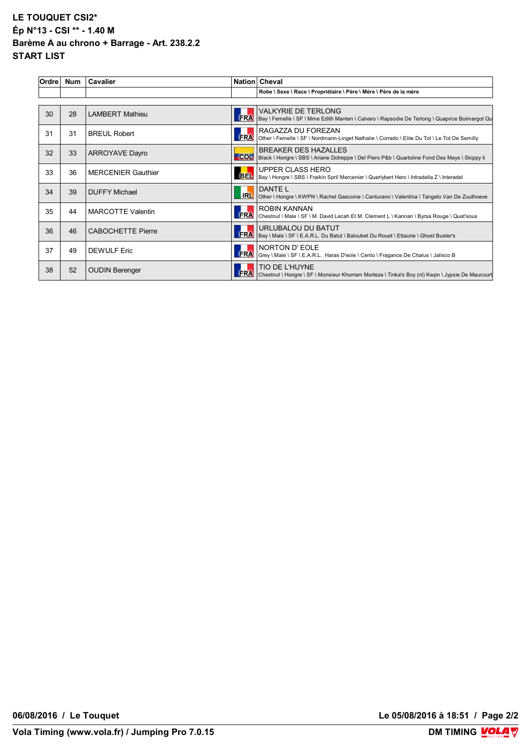**LE TOUQUET CSI2***
**Ép N°13 - CSI ** - 1.40 M**
**Barème A au chrono + Barrage - Art. 238.2.2**
**START LIST**

| Ordre | Num | Cavalier | Nation | Cheval<br>Robe \ Sexe \ Race \ Propriétaire \ Père \ Mère \ Père de la mère |
|---|---|---|---|---|
| 30 | 28 | LAMBERT Mathieu | FRA | VALKYRIE DE TERLONG<br>Bay \ Femelle \ SF \ Mme Edith Manten \ Calvaro \ Rapsodie De Terlong \ Quaprice Boimargot Qu |
| 31 | 31 | BREUL Robert | FRA | RAGAZZA DU FOREZAN<br>Other \ Femelle \ SF \ Nordmann-Linget Nathalie \ Corrado \ Elite Du Tot \ Le Tot De Semilly |
| 32 | 33 | ARROYAVE Dayro | COL | BREAKER DES HAZALLES<br>Black \ Hongre \ SBS \ Ariane Dotreppe \ Del Piero P&b \ Quartoline Fond Des Mays \ Skippy Ii |
| 33 | 36 | MERCENIER Gauthier | BEL | UPPER CLASS HERO<br>Bay \ Hongre \ SBS \ Fraikin Sprl/ Mercenier \ Querlybert Hero \ Intradella Z \ Interadel |
| 34 | 39 | DUFFY Michael | IRL | DANTE L<br>Other \ Hongre \ KWPN \ Rachel Gascoine \ Canturano \ Valentina \ Tangelo Van De Zuthoeve |
| 35 | 44 | MARCOTTE Valentin | FRA | ROBIN KANNAN<br>Chestnut \ Male \ SF \ M. David Lecah Et M. Clement L \ Kannan \ Byrsa Rouge \ Quat'sous |
| 36 | 46 | CABOCHETTE Pierre | FRA | URLUBALOU DU BATUT<br>Bay \ Male \ SF \ E.A.R.L. Du Batut \ Baloubet Du Rouet \ Ettaurie \ Ghost Buster's |
| 37 | 49 | DEWULF Eric | FRA | NORTON D' EOLE<br>Grey \ Male \ SF \ E.A.R.L. Haras D'eole \ Cento \ Fragance De Chalus \ Jalisco B |
| 38 | 52 | OUDIN Berenger | FRA | TIO DE L'HUYNE<br>Chestnut \ Hongre \ SF \ Monsieur Khorram Morteza \ Tinka's Boy (nl) Kwpn \ Jypsie De Maucourt |

**06/08/2016 / Le Touquet** — **Le 05/08/2016 à 18:51**

**Vola Timing (www.vola.fr) / Jumping Pro 7.0.15** — **DM TIMING**